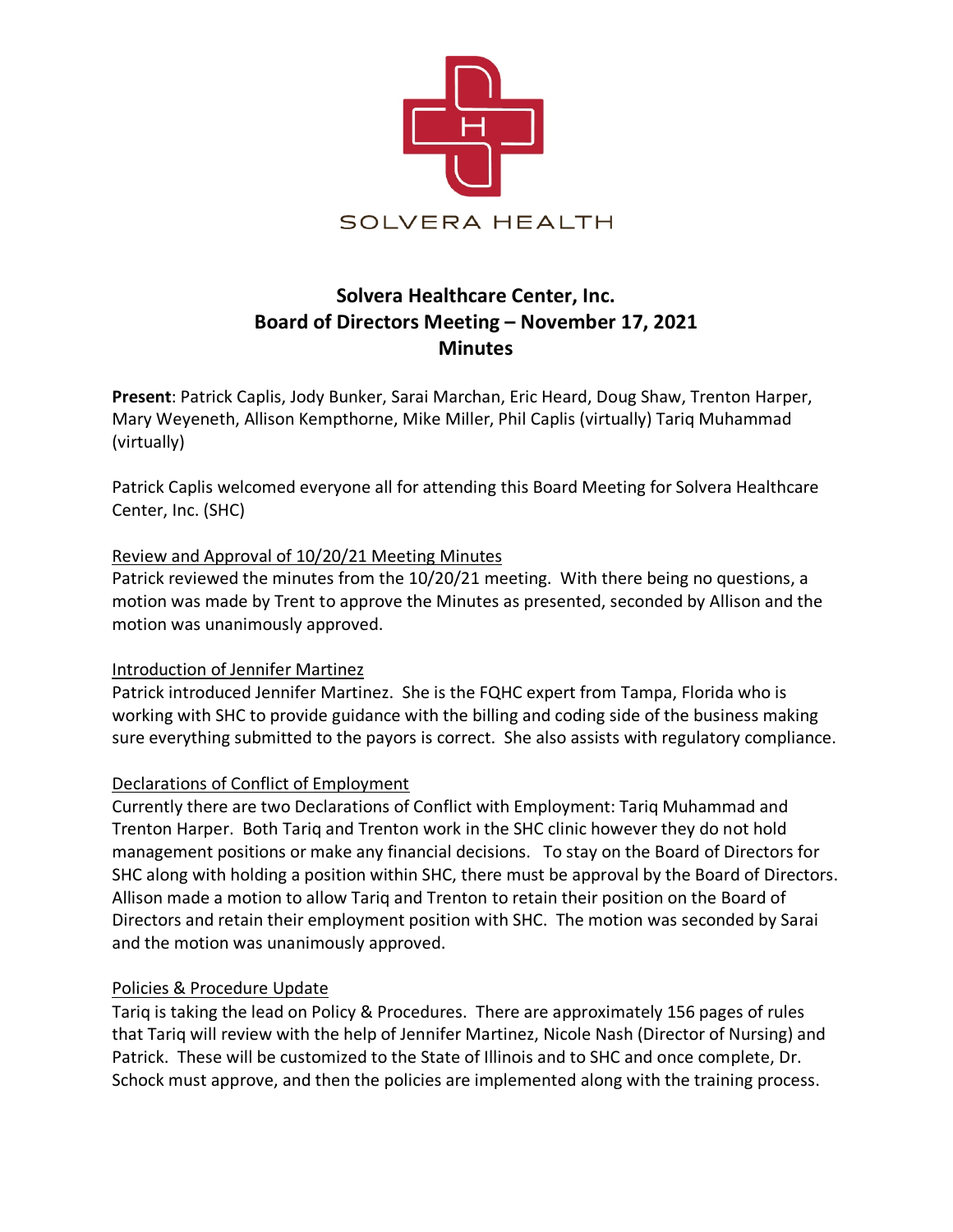SOLVERA HEALTH

# Solvera Healthcare Center, Inc.
## Board of Directors Meeting – November 17, 2021
## Minutes

**Present**: Patrick Caplis, Jody Bunker, Sarai Marchan, Eric Heard, Doug Shaw, Trenton Harper, Mary Weyeneth, Allison Kempthorne, Mike Miller, Phil Caplis (virtually) Tariq Muhammad (virtually)

Patrick Caplis welcomed everyone all for attending this Board Meeting for Solvera Healthcare Center, Inc. (SHC)

<u>Review and Approval of 10/20/21 Meeting Minutes</u>

Patrick reviewed the minutes from the 10/20/21 meeting. With there being no questions, a motion was made by Trent to approve the Minutes as presented, seconded by Allison and the motion was unanimously approved.

<u>Introduction of Jennifer Martinez</u>

Patrick introduced Jennifer Martinez. She is the FQHC expert from Tampa, Florida who is working with SHC to provide guidance with the billing and coding side of the business making sure everything submitted to the payors is correct. She also assists with regulatory compliance.

<u>Declarations of Conflict of Employment</u>

Currently there are two Declarations of Conflict with Employment: Tariq Muhammad and Trenton Harper. Both Tariq and Trenton work in the SHC clinic however they do not hold management positions or make any financial decisions. To stay on the Board of Directors for SHC along with holding a position within SHC, there must be approval by the Board of Directors. Allison made a motion to allow Tariq and Trenton to retain their position on the Board of Directors and retain their employment position with SHC. The motion was seconded by Sarai and the motion was unanimously approved.

<u>Policies & Procedure Update</u>

Tariq is taking the lead on Policy & Procedures. There are approximately 156 pages of rules that Tariq will review with the help of Jennifer Martinez, Nicole Nash (Director of Nursing) and Patrick. These will be customized to the State of Illinois and to SHC and once complete, Dr. Schock must approve, and then the policies are implemented along with the training process.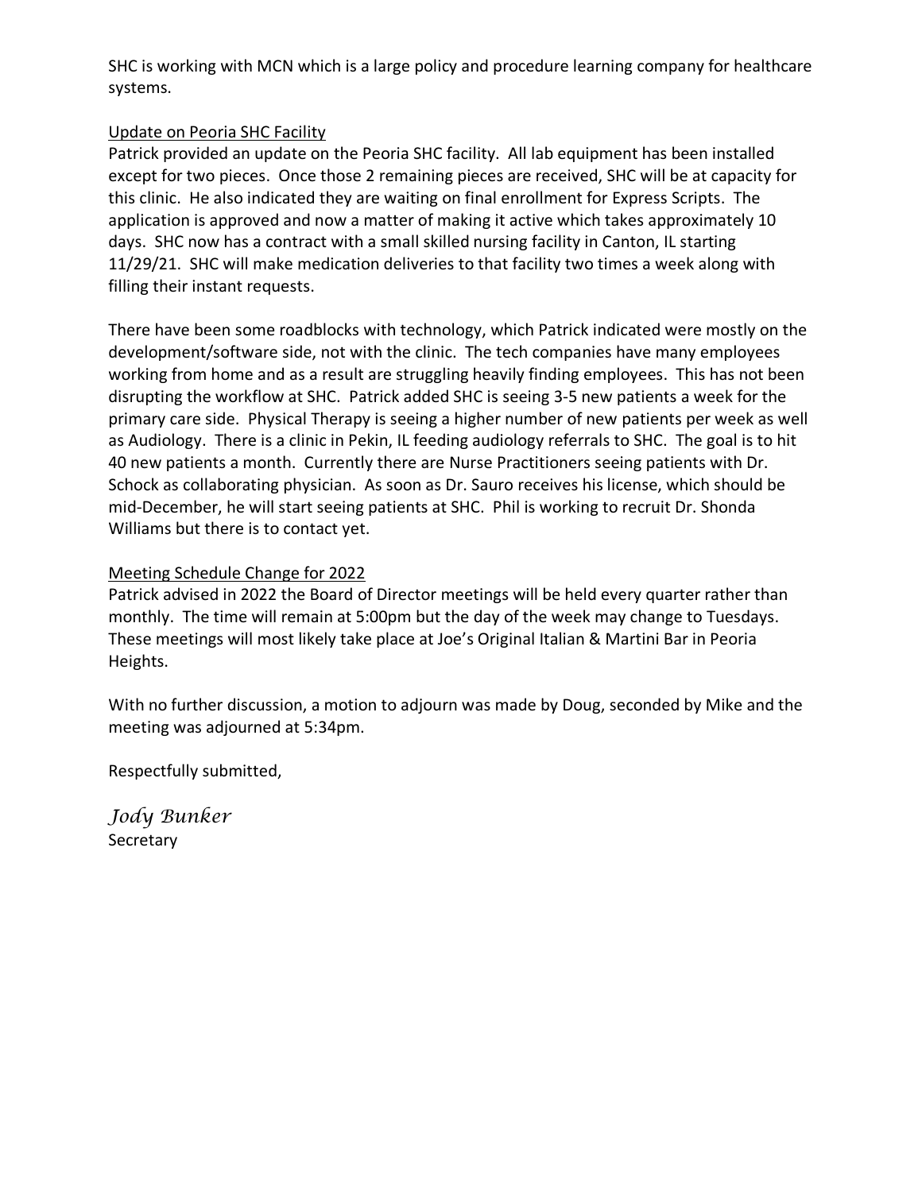SHC is working with MCN which is a large policy and procedure learning company for healthcare systems.

Update on Peoria SHC Facility

Patrick provided an update on the Peoria SHC facility. All lab equipment has been installed except for two pieces. Once those 2 remaining pieces are received, SHC will be at capacity for this clinic. He also indicated they are waiting on final enrollment for Express Scripts. The application is approved and now a matter of making it active which takes approximately 10 days. SHC now has a contract with a small skilled nursing facility in Canton, IL starting 11/29/21. SHC will make medication deliveries to that facility two times a week along with filling their instant requests.

There have been some roadblocks with technology, which Patrick indicated were mostly on the development/software side, not with the clinic. The tech companies have many employees working from home and as a result are struggling heavily finding employees. This has not been disrupting the workflow at SHC. Patrick added SHC is seeing 3-5 new patients a week for the primary care side. Physical Therapy is seeing a higher number of new patients per week as well as Audiology. There is a clinic in Pekin, IL feeding audiology referrals to SHC. The goal is to hit 40 new patients a month. Currently there are Nurse Practitioners seeing patients with Dr. Schock as collaborating physician. As soon as Dr. Sauro receives his license, which should be mid-December, he will start seeing patients at SHC. Phil is working to recruit Dr. Shonda Williams but there is to contact yet.

Meeting Schedule Change for 2022

Patrick advised in 2022 the Board of Director meetings will be held every quarter rather than monthly. The time will remain at 5:00pm but the day of the week may change to Tuesdays. These meetings will most likely take place at Joe's Original Italian & Martini Bar in Peoria Heights.

With no further discussion, a motion to adjourn was made by Doug, seconded by Mike and the meeting was adjourned at 5:34pm.

Respectfully submitted,

*Jody Bunker*
Secretary